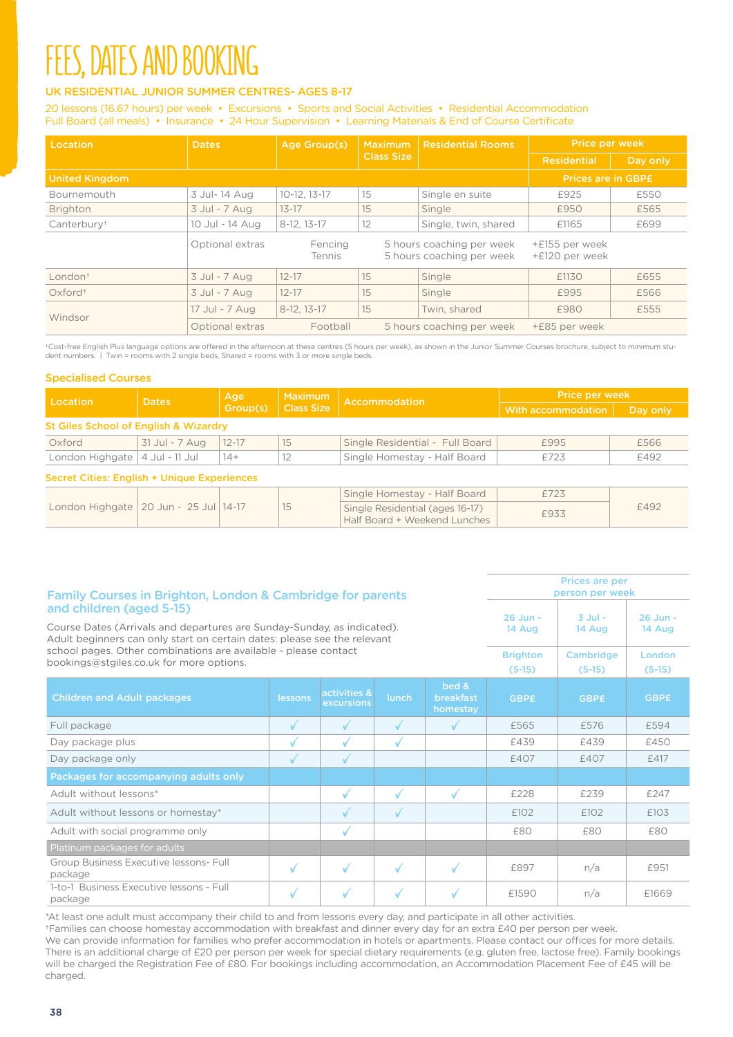# FEES, DATES AND BOOKING

## UK RESIDENTIAL JUNIOR SUMMER CENTRES- AGES 8-17

20 lessons (16.67 hours) per week • Excursions • Sports and Social Activities • Residential Accommodation
Full Board (all meals) • Insurance • 24 Hour Supervision • Learning Materials & End of Course Certificate

| Location | Dates | Age Group(s) | Maximum Class Size | Residential Rooms | Price per week | |
|---|---|---|---|---|---|---|
| | | | | | Residential | Day only |
| United Kingdom | | | | | Prices are in GBP£ | |
| Bournemouth | 3 Jul- 14 Aug | 10-12, 13-17 | 15 | Single en suite | £925 | £550 |
| Brighton | 3 Jul - 7 Aug | 13-17 | 15 | Single | £950 | £565 |
| Canterbury† | 10 Jul - 14 Aug | 8-12, 13-17 | 12 | Single, twin, shared | £1165 | £699 |
| | Optional extras | Fencing<br>Tennis | | 5 hours coaching per week<br>5 hours coaching per week | +£155 per week<br>+£120 per week | |
| London† | 3 Jul - 7 Aug | 12-17 | 15 | Single | £1130 | £655 |
| Oxford† | 3 Jul - 7 Aug | 12-17 | 15 | Single | £995 | £566 |
| Windsor | 17 Jul - 7 Aug | 8-12, 13-17 | 15 | Twin, shared | £980 | £555 |
| | Optional extras | Football | | 5 hours coaching per week | +£85 per week | |

†Cost-free English Plus language options are offered in the afternoon at these centres (5 hours per week), as shown in the Junior Summer Courses brochure, subject to minimum student numbers. | Twin = rooms with 2 single beds, Shared = rooms with 3 or more single beds.

## Specialised Courses

| Location | Dates | Age Group(s) | Maximum Class Size | Accommodation | Price per week | |
|---|---|---|---|---|---|---|
| | | | | | With accommodation | Day only |
| **St Giles School of English & Wizardry** | | | | | | |
| Oxford | 31 Jul - 7 Aug | 12-17 | 15 | Single Residential - Full Board | £995 | £566 |
| London Highgate | 4 Jul - 11 Jul | 14+ | 12 | Single Homestay - Half Board | £723 | £492 |
| **Secret Cities: English + Unique Experiences** | | | | | | |
| London Highgate | 20 Jun - 25 Jul | 14-17 | 15 | Single Homestay - Half Board | £723 | £492 |
| | | | | Single Residential (ages 16-17) Half Board + Weekend Lunches | £933 | |

## Family Courses in Brighton, London & Cambridge for parents and children (aged 5-15)

Course Dates (Arrivals and departures are Sunday-Sunday, as indicated). Adult beginners can only start on certain dates: please see the relevant school pages. Other combinations are available - please contact bookings@stgiles.co.uk for more options.

| Children and Adult packages | lessons | activities & excursions | lunch | bed & breakfast homestay | Prices are per person per week | | |
|---|---|---|---|---|---|---|---|
| | | | | | 26 Jun - 14 Aug | 3 Jul - 14 Aug | 26 Jun - 14 Aug |
| | | | | | Brighton (5-15) | Cambridge (5-15) | London (5-15) |
| | | | | | GBP£ | GBP£ | GBP£ |
| Full package | ✓ | ✓ | ✓ | ✓ | £565 | £576 | £594 |
| Day package plus | ✓ | ✓ | ✓ | | £439 | £439 | £450 |
| Day package only | ✓ | ✓ | | | £407 | £407 | £417 |
| **Packages for accompanying adults only** | | | | | | | |
| Adult without lessons* | | ✓ | ✓ | ✓ | £228 | £239 | £247 |
| Adult without lessons or homestay* | | ✓ | ✓ | | £102 | £102 | £103 |
| Adult with social programme only | | ✓ | | | £80 | £80 | £80 |
| **Platinum packages for adults** | | | | | | | |
| Group Business Executive lessons- Full package | ✓ | ✓ | ✓ | ✓ | £897 | n/a | £951 |
| 1-to-1 Business Executive lessons - Full package | ✓ | ✓ | ✓ | ✓ | £1590 | n/a | £1669 |

*At least one adult must accompany their child to and from lessons every day, and participate in all other activities.
†Families can choose homestay accommodation with breakfast and dinner every day for an extra £40 per person per week.
We can provide information for families who prefer accommodation in hotels or apartments. Please contact our offices for more details.
There is an additional charge of £20 per person per week for special dietary requirements (e.g. gluten free, lactose free). Family bookings will be charged the Registration Fee of £80. For bookings including accommodation, an Accommodation Placement Fee of £45 will be charged.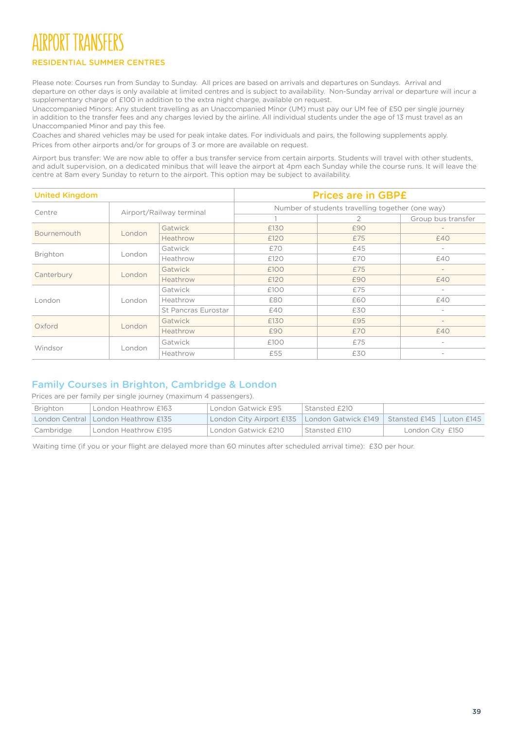# AIRPORT TRANSFERS

## RESIDENTIAL SUMMER CENTRES

Please note: Courses run from Sunday to Sunday. All prices are based on arrivals and departures on Sundays. Arrival and departure on other days is only available at limited centres and is subject to availability. Non-Sunday arrival or departure will incur a supplementary charge of £100 in addition to the extra night charge, available on request.
Unaccompanied Minors: Any student travelling as an Unaccompanied Minor (UM) must pay our UM fee of £50 per single journey in addition to the transfer fees and any charges levied by the airline. All individual students under the age of 13 must travel as an Unaccompanied Minor and pay this fee.
Coaches and shared vehicles may be used for peak intake dates. For individuals and pairs, the following supplements apply.
Prices from other airports and/or for groups of 3 or more are available on request.

Airport bus transfer: We are now able to offer a bus transfer service from certain airports. Students will travel with other students, and adult supervision, on a dedicated minibus that will leave the airport at 4pm each Sunday while the course runs. It will leave the centre at 8am every Sunday to return to the airport. This option may be subject to availability.

| United Kingdom | | | Prices are in GBP£ | | |
|---|---|---|---|---|---|
| Centre | Airport/Railway terminal | | Number of students travelling together (one way) | | |
| | | | 1 | 2 | Group bus transfer |
| Bournemouth | London | Gatwick | £130 | £90 | - |
| | | Heathrow | £120 | £75 | £40 |
| Brighton | London | Gatwick | £70 | £45 | - |
| | | Heathrow | £120 | £70 | £40 |
| Canterbury | London | Gatwick | £100 | £75 | - |
| | | Heathrow | £120 | £90 | £40 |
| London | London | Gatwick | £100 | £75 | - |
| | | Heathrow | £80 | £60 | £40 |
| | | St Pancras Eurostar | £40 | £30 | - |
| Oxford | London | Gatwick | £130 | £95 | - |
| | | Heathrow | £90 | £70 | £40 |
| Windsor | London | Gatwick | £100 | £75 | - |
| | | Heathrow | £55 | £30 | - |

## Family Courses in Brighton, Cambridge & London

Prices are per family per single journey (maximum 4 passengers).

| | | | | | |
|---|---|---|---|---|---|
| Brighton | London Heathrow £163 | London Gatwick £95 | Stansted £210 | | |
| London Central | London Heathrow £135 | London City Airport £135 | London Gatwick £149 | Stansted £145 | Luton £145 |
| Cambridge | London Heathrow £195 | London Gatwick £210 | Stansted £110 | London City £150 | |

Waiting time (if you or your flight are delayed more than 60 minutes after scheduled arrival time): £30 per hour.